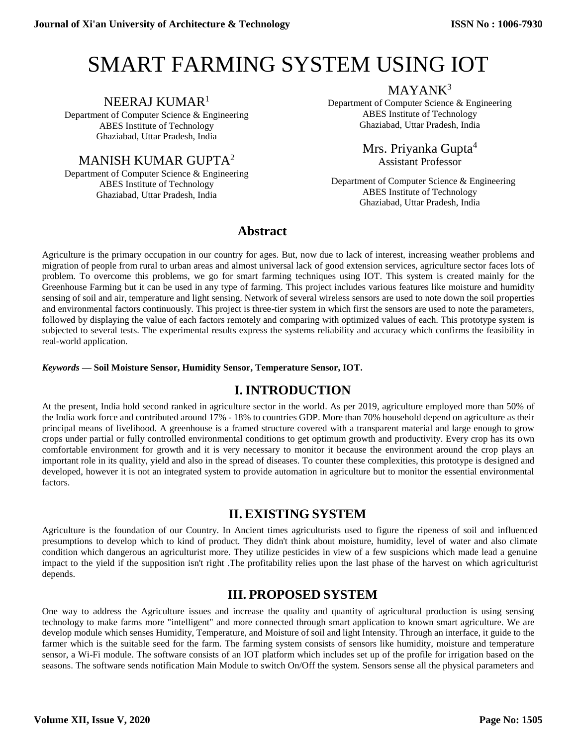# SMART FARMING SYSTEM USING IOT

NEERAJ KUMAR[1]
Department of Computer Science & Engineering
ABES Institute of Technology
Ghaziabad, Uttar Pradesh, India

MANISH KUMAR GUPTA[2]
Department of Computer Science & Engineering
ABES Institute of Technology
Ghaziabad, Uttar Pradesh, India

MAYANK[3]
Department of Computer Science & Engineering
ABES Institute of Technology
Ghaziabad, Uttar Pradesh, India

Mrs. Priyanka Gupta[4]
Assistant Professor
Department of Computer Science & Engineering
ABES Institute of Technology
Ghaziabad, Uttar Pradesh, India

## Abstract

Agriculture is the primary occupation in our country for ages. But, now due to lack of interest, increasing weather problems and migration of people from rural to urban areas and almost universal lack of good extension services, agriculture sector faces lots of problem. To overcome this problems, we go for smart farming techniques using IOT. This system is created mainly for the Greenhouse Farming but it can be used in any type of farming. This project includes various features like moisture and humidity sensing of soil and air, temperature and light sensing. Network of several wireless sensors are used to note down the soil properties and environmental factors continuously. This project is three-tier system in which first the sensors are used to note the parameters, followed by displaying the value of each factors remotely and comparing with optimized values of each. This prototype system is subjected to several tests. The experimental results express the systems reliability and accuracy which confirms the feasibility in real-world application.

***Keywords* — Soil Moisture Sensor, Humidity Sensor, Temperature Sensor, IOT.**

## I. INTRODUCTION

At the present, India hold second ranked in agriculture sector in the world. As per 2019, agriculture employed more than 50% of the India work force and contributed around 17% - 18% to countries GDP. More than 70% household depend on agriculture as their principal means of livelihood. A greenhouse is a framed structure covered with a transparent material and large enough to grow crops under partial or fully controlled environmental conditions to get optimum growth and productivity. Every crop has its own comfortable environment for growth and it is very necessary to monitor it because the environment around the crop plays an important role in its quality, yield and also in the spread of diseases. To counter these complexities, this prototype is designed and developed, however it is not an integrated system to provide automation in agriculture but to monitor the essential environmental factors.

## II. EXISTING SYSTEM

Agriculture is the foundation of our Country. In Ancient times agriculturists used to figure the ripeness of soil and influenced presumptions to develop which to kind of product. They didn't think about moisture, humidity, level of water and also climate condition which dangerous an agriculturist more. They utilize pesticides in view of a few suspicions which made lead a genuine impact to the yield if the supposition isn't right .The profitability relies upon the last phase of the harvest on which agriculturist depends.

## III. PROPOSED SYSTEM

One way to address the Agriculture issues and increase the quality and quantity of agricultural production is using sensing technology to make farms more "intelligent" and more connected through smart application to known smart agriculture. We are develop module which senses Humidity, Temperature, and Moisture of soil and light Intensity. Through an interface, it guide to the farmer which is the suitable seed for the farm. The farming system consists of sensors like humidity, moisture and temperature sensor, a Wi-Fi module. The software consists of an IOT platform which includes set up of the profile for irrigation based on the seasons. The software sends notification Main Module to switch On/Off the system. Sensors sense all the physical parameters and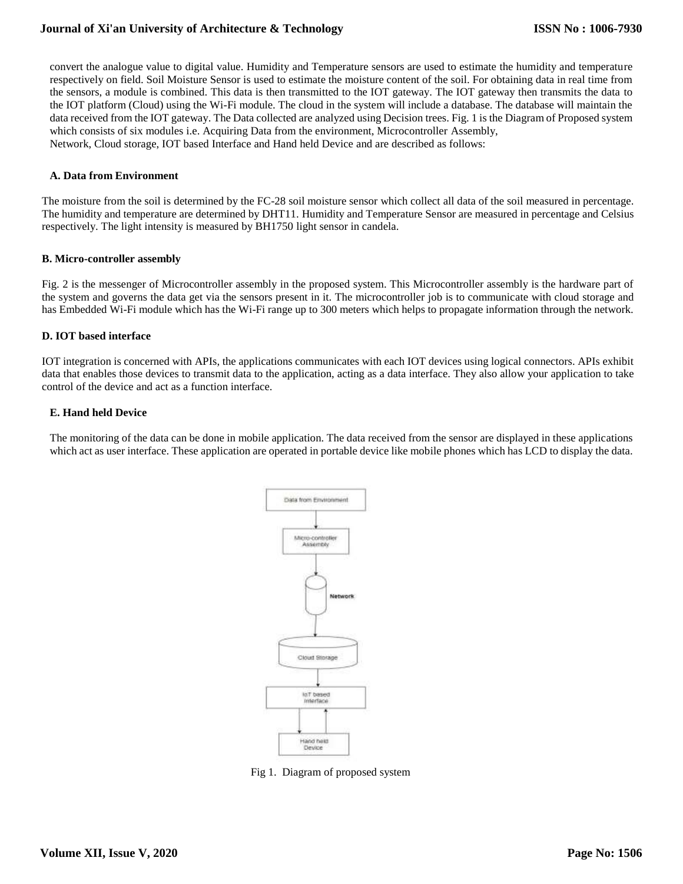convert the analogue value to digital value. Humidity and Temperature sensors are used to estimate the humidity and temperature respectively on field. Soil Moisture Sensor is used to estimate the moisture content of the soil. For obtaining data in real time from the sensors, a module is combined. This data is then transmitted to the IOT gateway. The IOT gateway then transmits the data to the IOT platform (Cloud) using the Wi-Fi module. The cloud in the system will include a database. The database will maintain the data received from the IOT gateway. The Data collected are analyzed using Decision trees. Fig. 1 is the Diagram of Proposed system which consists of six modules i.e. Acquiring Data from the environment, Microcontroller Assembly,
Network, Cloud storage, IOT based Interface and Hand held Device and are described as follows:

### A. Data from Environment

The moisture from the soil is determined by the FC-28 soil moisture sensor which collect all data of the soil measured in percentage. The humidity and temperature are determined by DHT11. Humidity and Temperature Sensor are measured in percentage and Celsius respectively. The light intensity is measured by BH1750 light sensor in candela.

### B. Micro-controller assembly

Fig. 2 is the messenger of Microcontroller assembly in the proposed system. This Microcontroller assembly is the hardware part of the system and governs the data get via the sensors present in it. The microcontroller job is to communicate with cloud storage and has Embedded Wi-Fi module which has the Wi-Fi range up to 300 meters which helps to propagate information through the network.

### D. IOT based interface

IOT integration is concerned with APIs, the applications communicates with each IOT devices using logical connectors. APIs exhibit data that enables those devices to transmit data to the application, acting as a data interface. They also allow your application to take control of the device and act as a function interface.

### E. Hand held Device

The monitoring of the data can be done in mobile application. The data received from the sensor are displayed in these applications which act as user interface. These application are operated in portable device like mobile phones which has LCD to display the data.

Data from Environment → Micro-controller Assembly → Network → Cloud Storage → IoT based Interface ↔ Hand held Device

Fig 1. Diagram of proposed system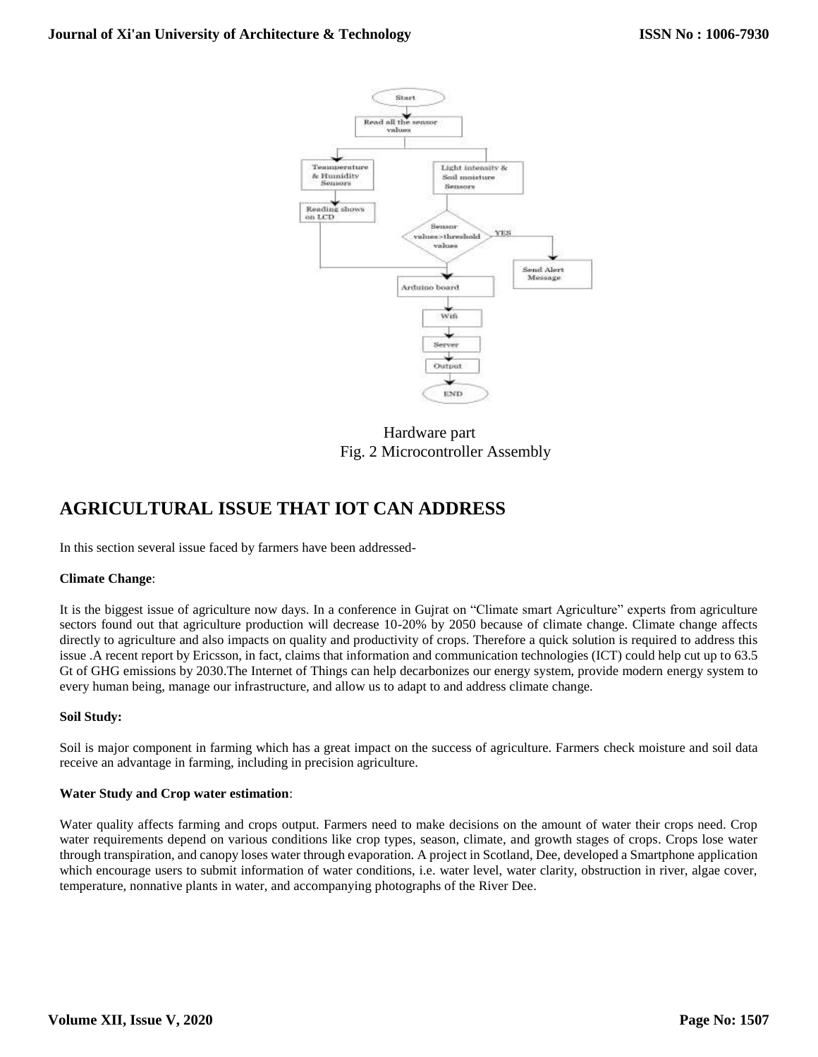Hardware part
Fig. 2 Microcontroller Assembly

## AGRICULTURAL ISSUE THAT IOT CAN ADDRESS

In this section several issue faced by farmers have been addressed-

**Climate Change**:

It is the biggest issue of agriculture now days. In a conference in Gujrat on "Climate smart Agriculture" experts from agriculture sectors found out that agriculture production will decrease 10-20% by 2050 because of climate change. Climate change affects directly to agriculture and also impacts on quality and productivity of crops. Therefore a quick solution is required to address this issue .A recent report by Ericsson, in fact, claims that information and communication technologies (ICT) could help cut up to 63.5 Gt of GHG emissions by 2030.The Internet of Things can help decarbonizes our energy system, provide modern energy system to every human being, manage our infrastructure, and allow us to adapt to and address climate change.

**Soil Study:**

Soil is major component in farming which has a great impact on the success of agriculture. Farmers check moisture and soil data receive an advantage in farming, including in precision agriculture.

**Water Study and Crop water estimation**:

Water quality affects farming and crops output. Farmers need to make decisions on the amount of water their crops need. Crop water requirements depend on various conditions like crop types, season, climate, and growth stages of crops. Crops lose water through transpiration, and canopy loses water through evaporation. A project in Scotland, Dee, developed a Smartphone application which encourage users to submit information of water conditions, i.e. water level, water clarity, obstruction in river, algae cover, temperature, nonnative plants in water, and accompanying photographs of the River Dee.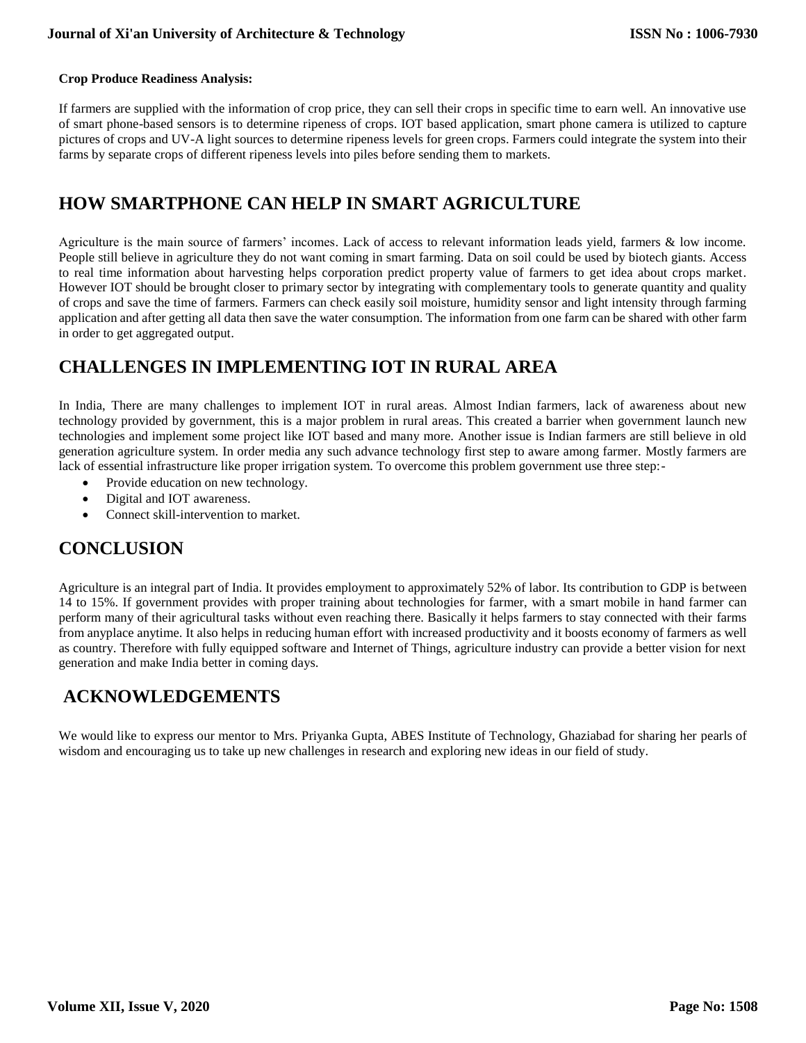**Crop Produce Readiness Analysis:**

If farmers are supplied with the information of crop price, they can sell their crops in specific time to earn well. An innovative use of smart phone-based sensors is to determine ripeness of crops. IOT based application, smart phone camera is utilized to capture pictures of crops and UV-A light sources to determine ripeness levels for green crops. Farmers could integrate the system into their farms by separate crops of different ripeness levels into piles before sending them to markets.

## HOW SMARTPHONE CAN HELP IN SMART AGRICULTURE

Agriculture is the main source of farmers' incomes. Lack of access to relevant information leads yield, farmers & low income. People still believe in agriculture they do not want coming in smart farming. Data on soil could be used by biotech giants. Access to real time information about harvesting helps corporation predict property value of farmers to get idea about crops market. However IOT should be brought closer to primary sector by integrating with complementary tools to generate quantity and quality of crops and save the time of farmers. Farmers can check easily soil moisture, humidity sensor and light intensity through farming application and after getting all data then save the water consumption. The information from one farm can be shared with other farm in order to get aggregated output.

## CHALLENGES IN IMPLEMENTING IOT IN RURAL AREA

In India, There are many challenges to implement IOT in rural areas. Almost Indian farmers, lack of awareness about new technology provided by government, this is a major problem in rural areas. This created a barrier when government launch new technologies and implement some project like IOT based and many more. Another issue is Indian farmers are still believe in old generation agriculture system. In order media any such advance technology first step to aware among farmer. Mostly farmers are lack of essential infrastructure like proper irrigation system. To overcome this problem government use three step:-

- Provide education on new technology.
- Digital and IOT awareness.
- Connect skill-intervention to market.

## CONCLUSION

Agriculture is an integral part of India. It provides employment to approximately 52% of labor. Its contribution to GDP is between 14 to 15%. If government provides with proper training about technologies for farmer, with a smart mobile in hand farmer can perform many of their agricultural tasks without even reaching there. Basically it helps farmers to stay connected with their farms from anyplace anytime. It also helps in reducing human effort with increased productivity and it boosts economy of farmers as well as country. Therefore with fully equipped software and Internet of Things, agriculture industry can provide a better vision for next generation and make India better in coming days.

## ACKNOWLEDGEMENTS

We would like to express our mentor to Mrs. Priyanka Gupta, ABES Institute of Technology, Ghaziabad for sharing her pearls of wisdom and encouraging us to take up new challenges in research and exploring new ideas in our field of study.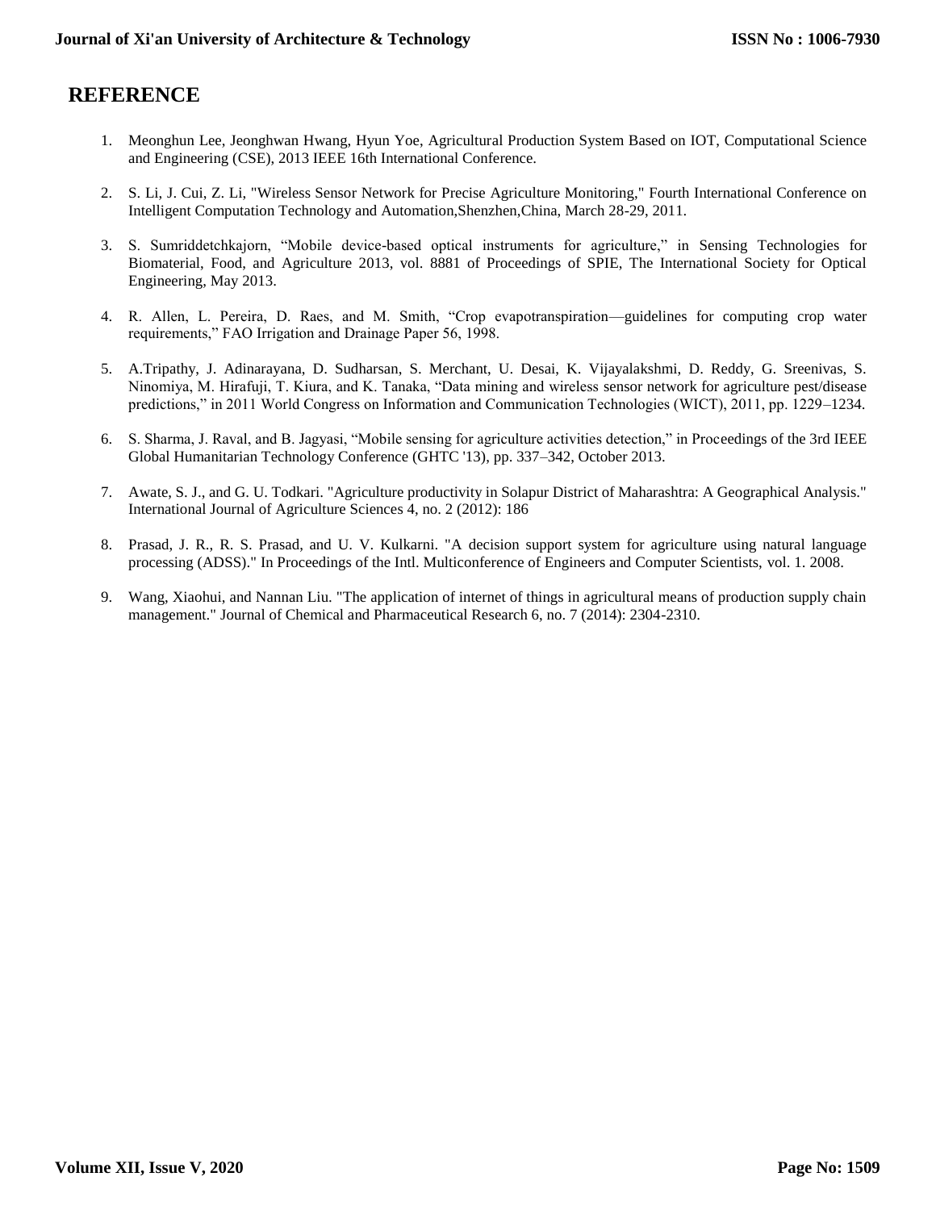## REFERENCE

1. Meonghun Lee, Jeonghwan Hwang, Hyun Yoe, Agricultural Production System Based on IOT, Computational Science and Engineering (CSE), 2013 IEEE 16th International Conference.
2. S. Li, J. Cui, Z. Li, "Wireless Sensor Network for Precise Agriculture Monitoring," Fourth International Conference on Intelligent Computation Technology and Automation,Shenzhen,China, March 28-29, 2011.
3. S. Sumriddetchkajorn, "Mobile device-based optical instruments for agriculture," in Sensing Technologies for Biomaterial, Food, and Agriculture 2013, vol. 8881 of Proceedings of SPIE, The International Society for Optical Engineering, May 2013.
4. R. Allen, L. Pereira, D. Raes, and M. Smith, "Crop evapotranspiration—guidelines for computing crop water requirements," FAO Irrigation and Drainage Paper 56, 1998.
5. A.Tripathy, J. Adinarayana, D. Sudharsan, S. Merchant, U. Desai, K. Vijayalakshmi, D. Reddy, G. Sreenivas, S. Ninomiya, M. Hirafuji, T. Kiura, and K. Tanaka, "Data mining and wireless sensor network for agriculture pest/disease predictions," in 2011 World Congress on Information and Communication Technologies (WICT), 2011, pp. 1229–1234.
6. S. Sharma, J. Raval, and B. Jagyasi, "Mobile sensing for agriculture activities detection," in Proceedings of the 3rd IEEE Global Humanitarian Technology Conference (GHTC '13), pp. 337–342, October 2013.
7. Awate, S. J., and G. U. Todkari. "Agriculture productivity in Solapur District of Maharashtra: A Geographical Analysis." International Journal of Agriculture Sciences 4, no. 2 (2012): 186
8. Prasad, J. R., R. S. Prasad, and U. V. Kulkarni. "A decision support system for agriculture using natural language processing (ADSS)." In Proceedings of the Intl. Multiconference of Engineers and Computer Scientists, vol. 1. 2008.
9. Wang, Xiaohui, and Nannan Liu. "The application of internet of things in agricultural means of production supply chain management." Journal of Chemical and Pharmaceutical Research 6, no. 7 (2014): 2304-2310.